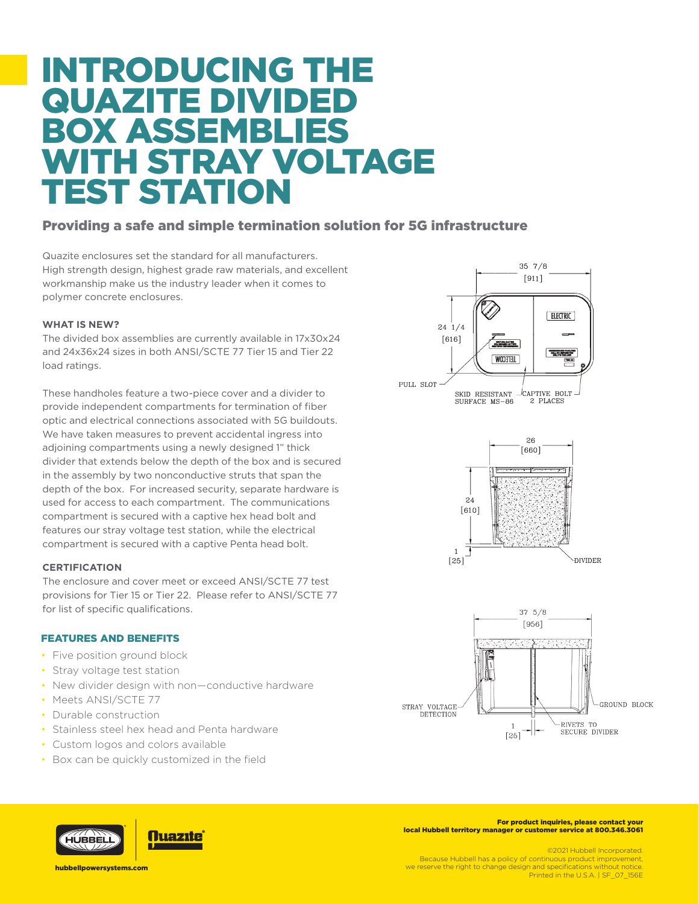# INTRODUCING THE QUAZITE DIVIDED BOX ASSEMBLIES WITH STRAY VOLTAGE TEST STATION

## Providing a safe and simple termination solution for 5G infrastructure

Quazite enclosures set the standard for all manufacturers. High strength design, highest grade raw materials, and excellent workmanship make us the industry leader when it comes to polymer concrete enclosures.

**WHAT IS NEW?**

The divided box assemblies are currently available in 17x30x24 and 24x36x24 sizes in both ANSI/SCTE 77 Tier 15 and Tier 22 load ratings.

These handholes feature a two-piece cover and a divider to provide independent compartments for termination of fiber optic and electrical connections associated with 5G buildouts. We have taken measures to prevent accidental ingress into adjoining compartments using a newly designed 1" thick divider that extends below the depth of the box and is secured in the assembly by two nonconductive struts that span the depth of the box. For increased security, separate hardware is used for access to each compartment. The communications compartment is secured with a captive hex head bolt and features our stray voltage test station, while the electrical compartment is secured with a captive Penta head bolt.

**CERTIFICATION**

The enclosure and cover meet or exceed ANSI/SCTE 77 test provisions for Tier 15 or Tier 22. Please refer to ANSI/SCTE 77 for list of specific qualifications.

### FEATURES AND BENEFITS

- Five position ground block
- Stray voltage test station
- New divider design with non—conductive hardware
- Meets ANSI/SCTE 77
- Durable construction
- Stainless steel hex head and Penta hardware
- Custom logos and colors available
- Box can be quickly customized in the field

35 7/8 [911]
24 1/4 [616]
ELECTRIC
TELECOM
PULL SLOT
SKID RESISTANT SURFACE MS-86
CAPTIVE BOLT 2 PLACES

26 [660]
24 [610]
1 [25]
DIVIDER

37 5/8 [956]
STRAY VOLTAGE DETECTION
GROUND BLOCK
RIVETS TO SECURE DIVIDER
1 [25]

hubbellpowersystems.com

**For product inquiries, please contact your local Hubbell territory manager or customer service at 800.346.3061**

©2021 Hubbell Incorporated.
Because Hubbell has a policy of continuous product improvement, we reserve the right to change design and specifications without notice.
Printed in the U.S.A. | SF_07_156E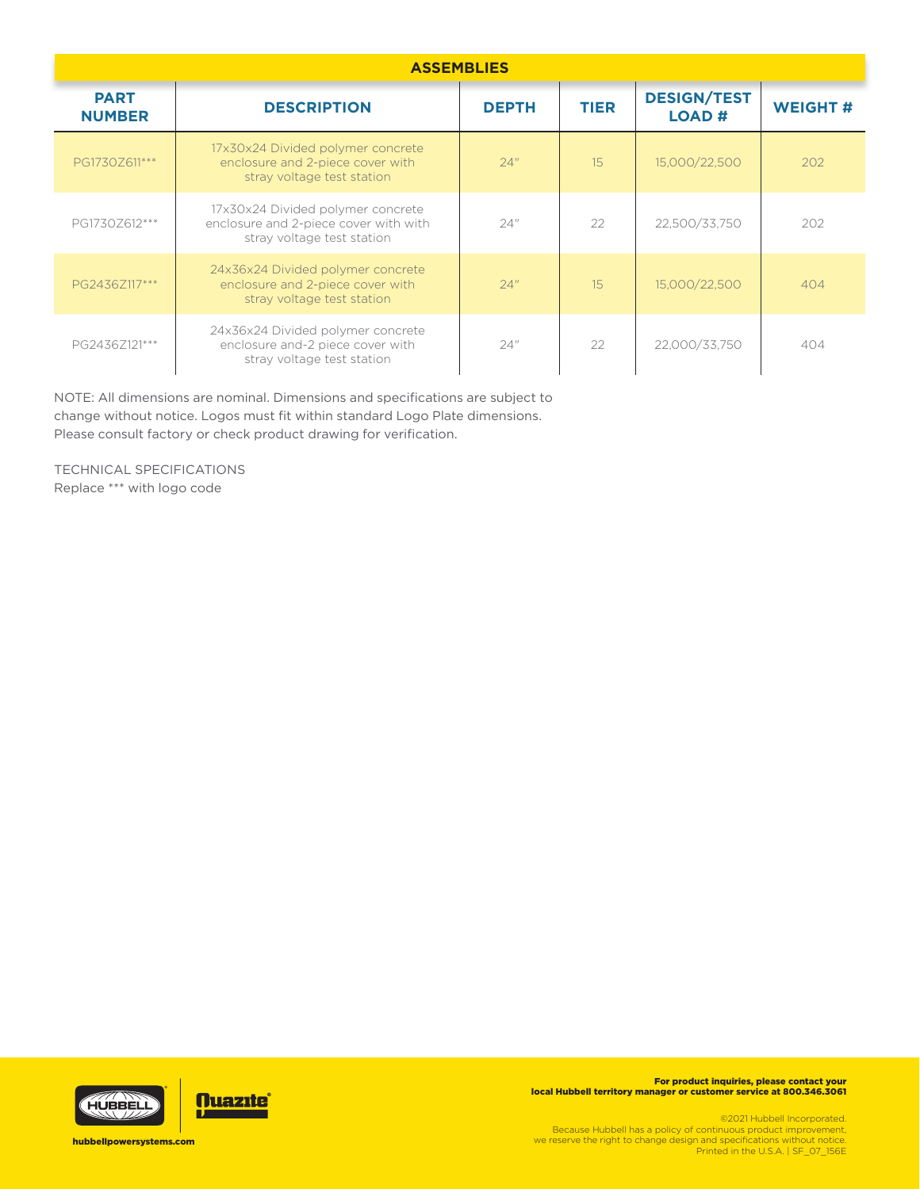| ASSEMBLIES | | | | | |
|---|---|---|---|---|---|
| **PART NUMBER** | **DESCRIPTION** | **DEPTH** | **TIER** | **DESIGN/TEST LOAD #** | **WEIGHT #** |
| PG1730Z611*** | 17x30x24 Divided polymer concrete enclosure and 2-piece cover with stray voltage test station | 24" | 15 | 15,000/22,500 | 202 |
| PG1730Z612*** | 17x30x24 Divided polymer concrete enclosure and 2-piece cover with with stray voltage test station | 24" | 22 | 22,500/33,750 | 202 |
| PG2436Z117*** | 24x36x24 Divided polymer concrete enclosure and 2-piece cover with stray voltage test station | 24" | 15 | 15,000/22,500 | 404 |
| PG2436Z121*** | 24x36x24 Divided polymer concrete enclosure and-2 piece cover with stray voltage test station | 24" | 22 | 22,000/33,750 | 404 |

NOTE: All dimensions are nominal. Dimensions and specifications are subject to change without notice. Logos must fit within standard Logo Plate dimensions. Please consult factory or check product drawing for verification.

TECHNICAL SPECIFICATIONS
Replace *** with logo code

HUBBELL® Quazite®

hubbellpowersystems.com

**For product inquiries, please contact your local Hubbell territory manager or customer service at 800.346.3061**

©2021 Hubbell Incorporated.
Because Hubbell has a policy of continuous product improvement, we reserve the right to change design and specifications without notice.
Printed in the U.S.A. | SF_07_156E